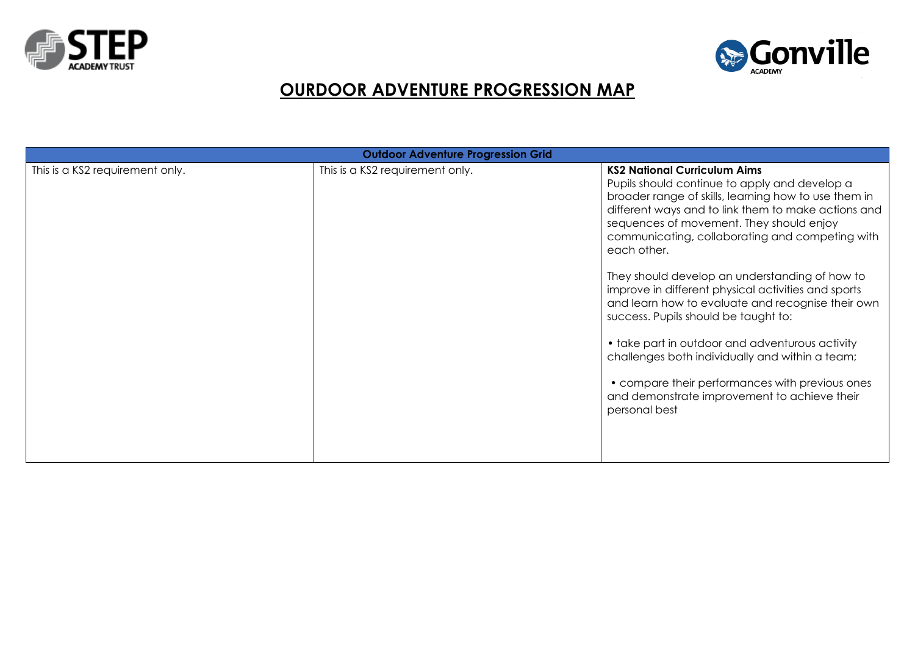# OURDOOR ADVENTURE PROGRESSION MAP

| Outdoor Adventure Progression Grid | | |
|---|---|---|
| This is a KS2 requirement only. | This is a KS2 requirement only. | **KS2 National Curriculum Aims**<br>Pupils should continue to apply and develop a broader range of skills, learning how to use them in different ways and to link them to make actions and sequences of movement. They should enjoy communicating, collaborating and competing with each other.<br><br>They should develop an understanding of how to improve in different physical activities and sports and learn how to evaluate and recognise their own success. Pupils should be taught to:<br><br>• take part in outdoor and adventurous activity challenges both individually and within a team;<br><br>• compare their performances with previous ones and demonstrate improvement to achieve their personal best |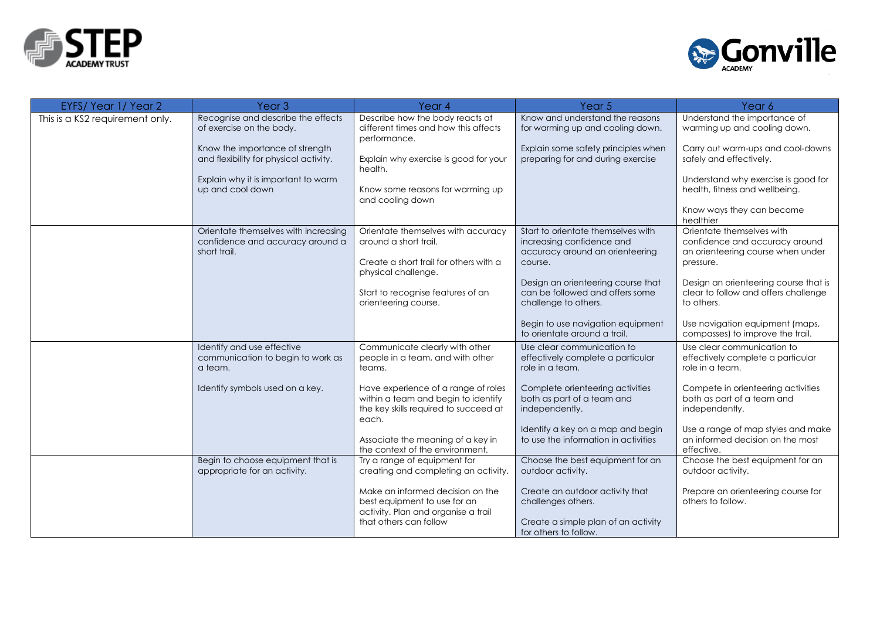| EYFS/ Year 1/ Year 2 | Year 3 | Year 4 | Year 5 | Year 6 |
|---|---|---|---|---|
| This is a KS2 requirement only. | Recognise and describe the effects of exercise on the body.<br><br>Know the importance of strength and flexibility for physical activity.<br><br>Explain why it is important to warm up and cool down | Describe how the body reacts at different times and how this affects performance.<br><br>Explain why exercise is good for your health.<br><br>Know some reasons for warming up and cooling down | Know and understand the reasons for warming up and cooling down.<br><br>Explain some safety principles when preparing for and during exercise | Understand the importance of warming up and cooling down.<br><br>Carry out warm-ups and cool-downs safely and effectively.<br><br>Understand why exercise is good for health, fitness and wellbeing.<br><br>Know ways they can become healthier |
| | Orientate themselves with increasing confidence and accuracy around a short trail. | Orientate themselves with accuracy around a short trail.<br><br>Create a short trail for others with a physical challenge.<br><br>Start to recognise features of an orienteering course. | Start to orientate themselves with increasing confidence and accuracy around an orienteering course.<br><br>Design an orienteering course that can be followed and offers some challenge to others.<br><br>Begin to use navigation equipment to orientate around a trail. | Orientate themselves with confidence and accuracy around an orienteering course when under pressure.<br><br>Design an orienteering course that is clear to follow and offers challenge to others.<br><br>Use navigation equipment (maps, compasses) to improve the trail. |
| | Identify and use effective communication to begin to work as a team.<br><br>Identify symbols used on a key. | Communicate clearly with other people in a team, and with other teams.<br><br>Have experience of a range of roles within a team and begin to identify the key skills required to succeed at each.<br><br>Associate the meaning of a key in the context of the environment. | Use clear communication to effectively complete a particular role in a team.<br><br>Complete orienteering activities both as part of a team and independently.<br><br>Identify a key on a map and begin to use the information in activities | Use clear communication to effectively complete a particular role in a team.<br><br>Compete in orienteering activities both as part of a team and independently.<br><br>Use a range of map styles and make an informed decision on the most effective. |
| | Begin to choose equipment that is appropriate for an activity. | Try a range of equipment for creating and completing an activity.<br><br>Make an informed decision on the best equipment to use for an activity. Plan and organise a trail that others can follow | Choose the best equipment for an outdoor activity.<br><br>Create an outdoor activity that challenges others.<br><br>Create a simple plan of an activity for others to follow. | Choose the best equipment for an outdoor activity.<br><br>Prepare an orienteering course for others to follow. |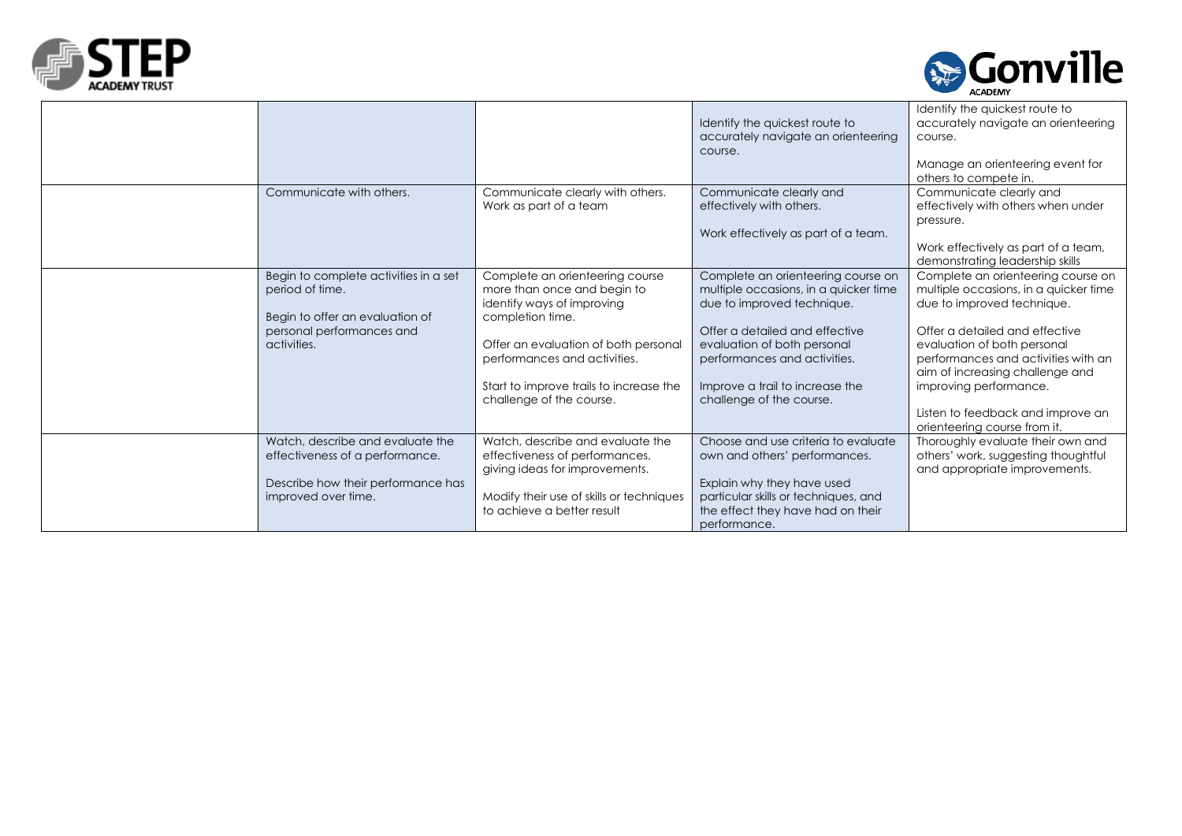| | | | | |
|---|---|---|---|---|
| | | | Identify the quickest route to accurately navigate an orienteering course. | Identify the quickest route to accurately navigate an orienteering course.<br><br>Manage an orienteering event for others to compete in. |
| | Communicate with others. | Communicate clearly with others.<br>Work as part of a team | Communicate clearly and effectively with others.<br><br>Work effectively as part of a team. | Communicate clearly and effectively with others when under pressure.<br><br>Work effectively as part of a team, demonstrating leadership skills |
| | Begin to complete activities in a set period of time.<br><br>Begin to offer an evaluation of personal performances and activities. | Complete an orienteering course more than once and begin to identify ways of improving completion time.<br><br>Offer an evaluation of both personal performances and activities.<br><br>Start to improve trails to increase the challenge of the course. | Complete an orienteering course on multiple occasions, in a quicker time due to improved technique.<br><br>Offer a detailed and effective evaluation of both personal performances and activities.<br><br>Improve a trail to increase the challenge of the course. | Complete an orienteering course on multiple occasions, in a quicker time due to improved technique.<br><br>Offer a detailed and effective evaluation of both personal performances and activities with an aim of increasing challenge and improving performance.<br><br>Listen to feedback and improve an orienteering course from it. |
| | Watch, describe and evaluate the effectiveness of a performance.<br><br>Describe how their performance has improved over time. | Watch, describe and evaluate the effectiveness of performances, giving ideas for improvements.<br><br>Modify their use of skills or techniques to achieve a better result | Choose and use criteria to evaluate own and others' performances.<br><br>Explain why they have used particular skills or techniques, and the effect they have had on their performance. | Thoroughly evaluate their own and others' work, suggesting thoughtful and appropriate improvements. |